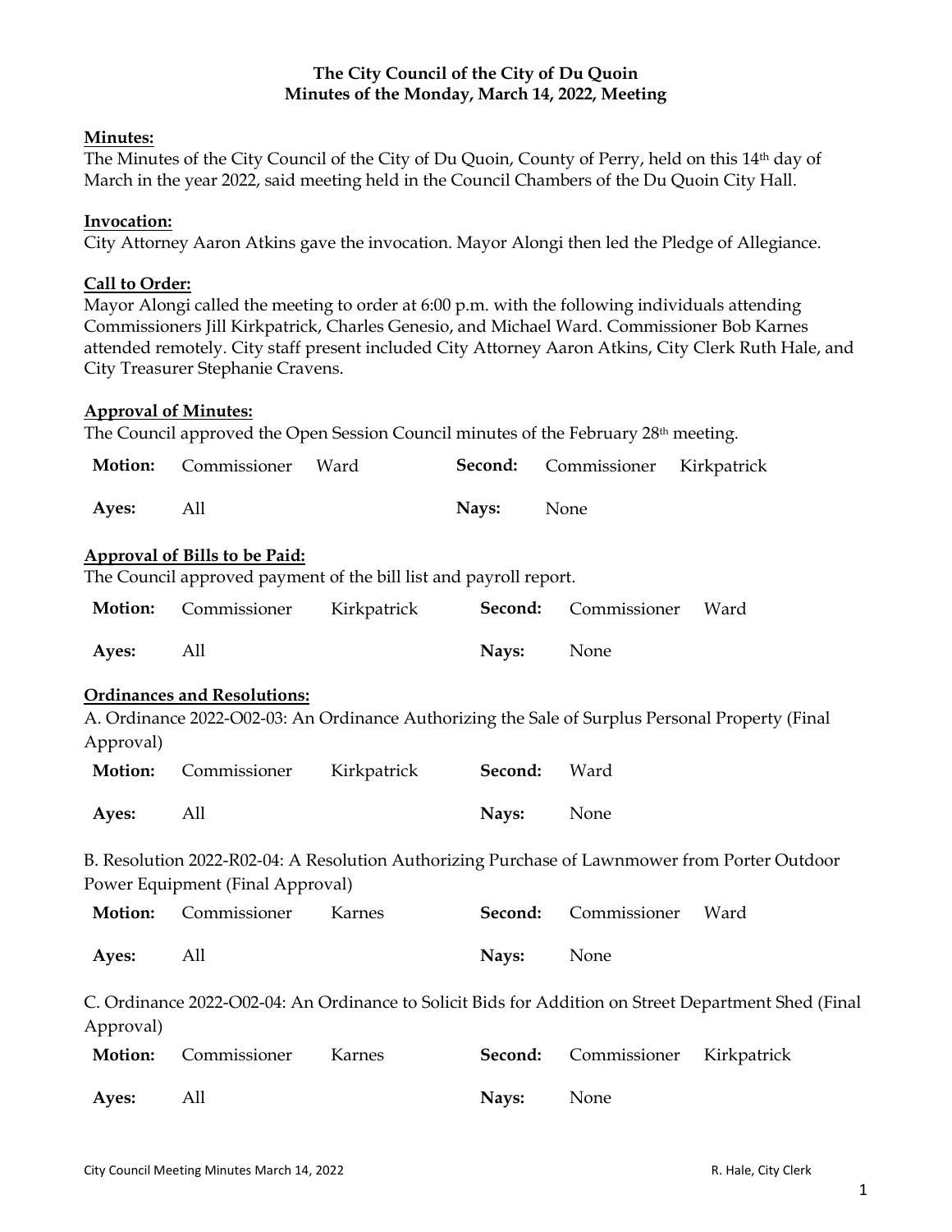**The City Council of the City of Du Quoin**
**Minutes of the Monday, March 14, 2022, Meeting**

**Minutes:**
The Minutes of the City Council of the City of Du Quoin, County of Perry, held on this 14th day of March in the year 2022, said meeting held in the Council Chambers of the Du Quoin City Hall.

**Invocation:**
City Attorney Aaron Atkins gave the invocation. Mayor Alongi then led the Pledge of Allegiance.

**Call to Order:**
Mayor Alongi called the meeting to order at 6:00 p.m. with the following individuals attending Commissioners Jill Kirkpatrick, Charles Genesio, and Michael Ward. Commissioner Bob Karnes attended remotely. City staff present included City Attorney Aaron Atkins, City Clerk Ruth Hale, and City Treasurer Stephanie Cravens.

**Approval of Minutes:**
The Council approved the Open Session Council minutes of the February 28th meeting.

| **Motion:** | Commissioner | Ward | **Second:** | Commissioner | Kirkpatrick |
|---|---|---|---|---|---|
| **Ayes:** | All | | **Nays:** | None | |

**Approval of Bills to be Paid:**
The Council approved payment of the bill list and payroll report.

| **Motion:** | Commissioner | Kirkpatrick | **Second:** | Commissioner | Ward |
|---|---|---|---|---|---|
| **Ayes:** | All | | **Nays:** | None | |

**Ordinances and Resolutions:**
A. Ordinance 2022-O02-03: An Ordinance Authorizing the Sale of Surplus Personal Property (Final Approval)

| **Motion:** | Commissioner | Kirkpatrick | **Second:** | Ward |
|---|---|---|---|---|
| **Ayes:** | All | | **Nays:** | None |

B. Resolution 2022-R02-04: A Resolution Authorizing Purchase of Lawnmower from Porter Outdoor Power Equipment (Final Approval)

| **Motion:** | Commissioner | Karnes | **Second:** | Commissioner | Ward |
|---|---|---|---|---|---|
| **Ayes:** | All | | **Nays:** | None | |

C. Ordinance 2022-O02-04: An Ordinance to Solicit Bids for Addition on Street Department Shed (Final Approval)

| **Motion:** | Commissioner | Karnes | **Second:** | Commissioner | Kirkpatrick |
|---|---|---|---|---|---|
| **Ayes:** | All | | **Nays:** | None | |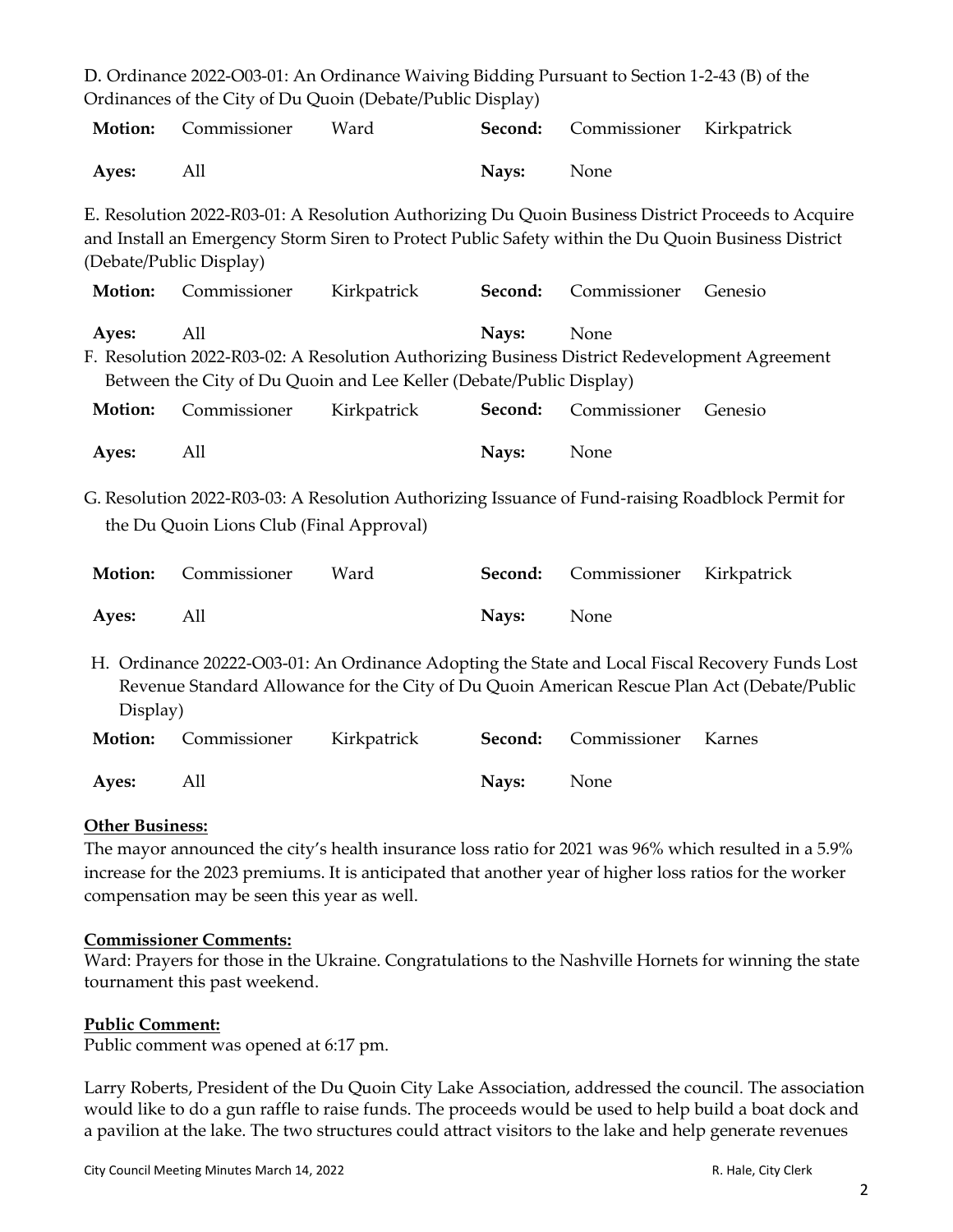D. Ordinance 2022-O03-01: An Ordinance Waiving Bidding Pursuant to Section 1-2-43 (B) of the Ordinances of the City of Du Quoin (Debate/Public Display)

| **Motion:** | Commissioner | Ward | **Second:** | Commissioner | Kirkpatrick |
|---|---|---|---|---|---|
| **Ayes:** | All | | **Nays:** | None | |

E. Resolution 2022-R03-01: A Resolution Authorizing Du Quoin Business District Proceeds to Acquire and Install an Emergency Storm Siren to Protect Public Safety within the Du Quoin Business District (Debate/Public Display)

| **Motion:** | Commissioner | Kirkpatrick | **Second:** | Commissioner | Genesio |
|---|---|---|---|---|---|
| **Ayes:** | All | | **Nays:** | None | |

F. Resolution 2022-R03-02: A Resolution Authorizing Business District Redevelopment Agreement Between the City of Du Quoin and Lee Keller (Debate/Public Display)

| **Motion:** | Commissioner | Kirkpatrick | **Second:** | Commissioner | Genesio |
|---|---|---|---|---|---|
| **Ayes:** | All | | **Nays:** | None | |

G. Resolution 2022-R03-03: A Resolution Authorizing Issuance of Fund-raising Roadblock Permit for the Du Quoin Lions Club (Final Approval)

| **Motion:** | Commissioner | Ward | **Second:** | Commissioner | Kirkpatrick |
|---|---|---|---|---|---|
| **Ayes:** | All | | **Nays:** | None | |

H. Ordinance 20222-O03-01: An Ordinance Adopting the State and Local Fiscal Recovery Funds Lost Revenue Standard Allowance for the City of Du Quoin American Rescue Plan Act (Debate/Public Display)

| **Motion:** | Commissioner | Kirkpatrick | **Second:** | Commissioner | Karnes |
|---|---|---|---|---|---|
| **Ayes:** | All | | **Nays:** | None | |

**Other Business:**

The mayor announced the city's health insurance loss ratio for 2021 was 96% which resulted in a 5.9% increase for the 2023 premiums. It is anticipated that another year of higher loss ratios for the worker compensation may be seen this year as well.

**Commissioner Comments:**

Ward: Prayers for those in the Ukraine. Congratulations to the Nashville Hornets for winning the state tournament this past weekend.

**Public Comment:**

Public comment was opened at 6:17 pm.

Larry Roberts, President of the Du Quoin City Lake Association, addressed the council. The association would like to do a gun raffle to raise funds. The proceeds would be used to help build a boat dock and a pavilion at the lake. The two structures could attract visitors to the lake and help generate revenues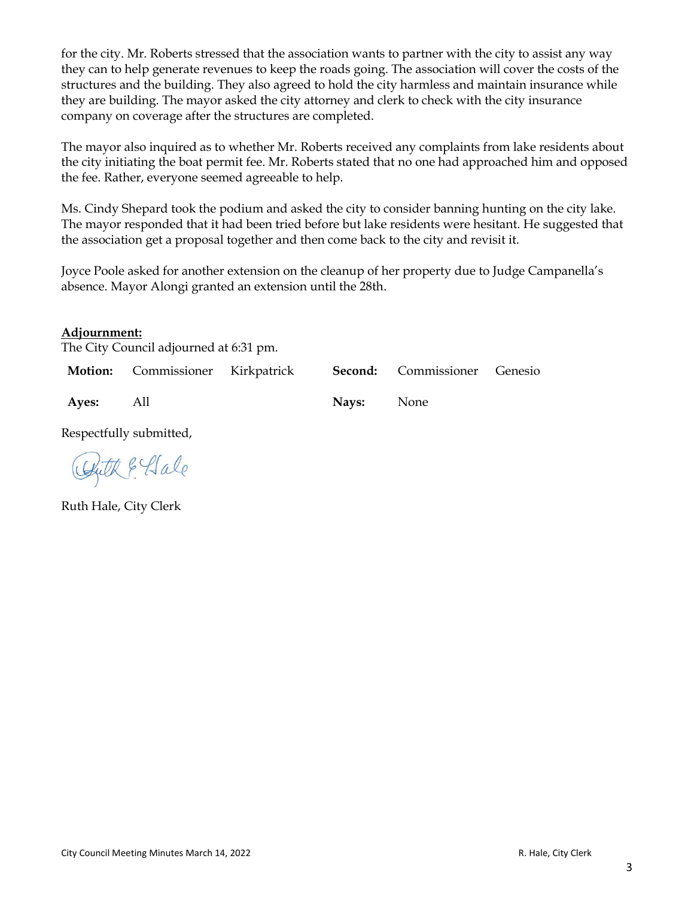for the city. Mr. Roberts stressed that the association wants to partner with the city to assist any way they can to help generate revenues to keep the roads going. The association will cover the costs of the structures and the building. They also agreed to hold the city harmless and maintain insurance while they are building. The mayor asked the city attorney and clerk to check with the city insurance company on coverage after the structures are completed.

The mayor also inquired as to whether Mr. Roberts received any complaints from lake residents about the city initiating the boat permit fee. Mr. Roberts stated that no one had approached him and opposed the fee. Rather, everyone seemed agreeable to help.

Ms. Cindy Shepard took the podium and asked the city to consider banning hunting on the city lake. The mayor responded that it had been tried before but lake residents were hesitant. He suggested that the association get a proposal together and then come back to the city and revisit it.

Joyce Poole asked for another extension on the cleanup of her property due to Judge Campanella's absence. Mayor Alongi granted an extension until the 28th.

**Adjournment:**

The City Council adjourned at 6:31 pm.

| | | | | | |
|---|---|---|---|---|---|
| **Motion:** | Commissioner | Kirkpatrick | **Second:** | Commissioner | Genesio |
| **Ayes:** | All | | **Nays:** | None | |

Respectfully submitted,

Ruth E. Hale

Ruth Hale, City Clerk